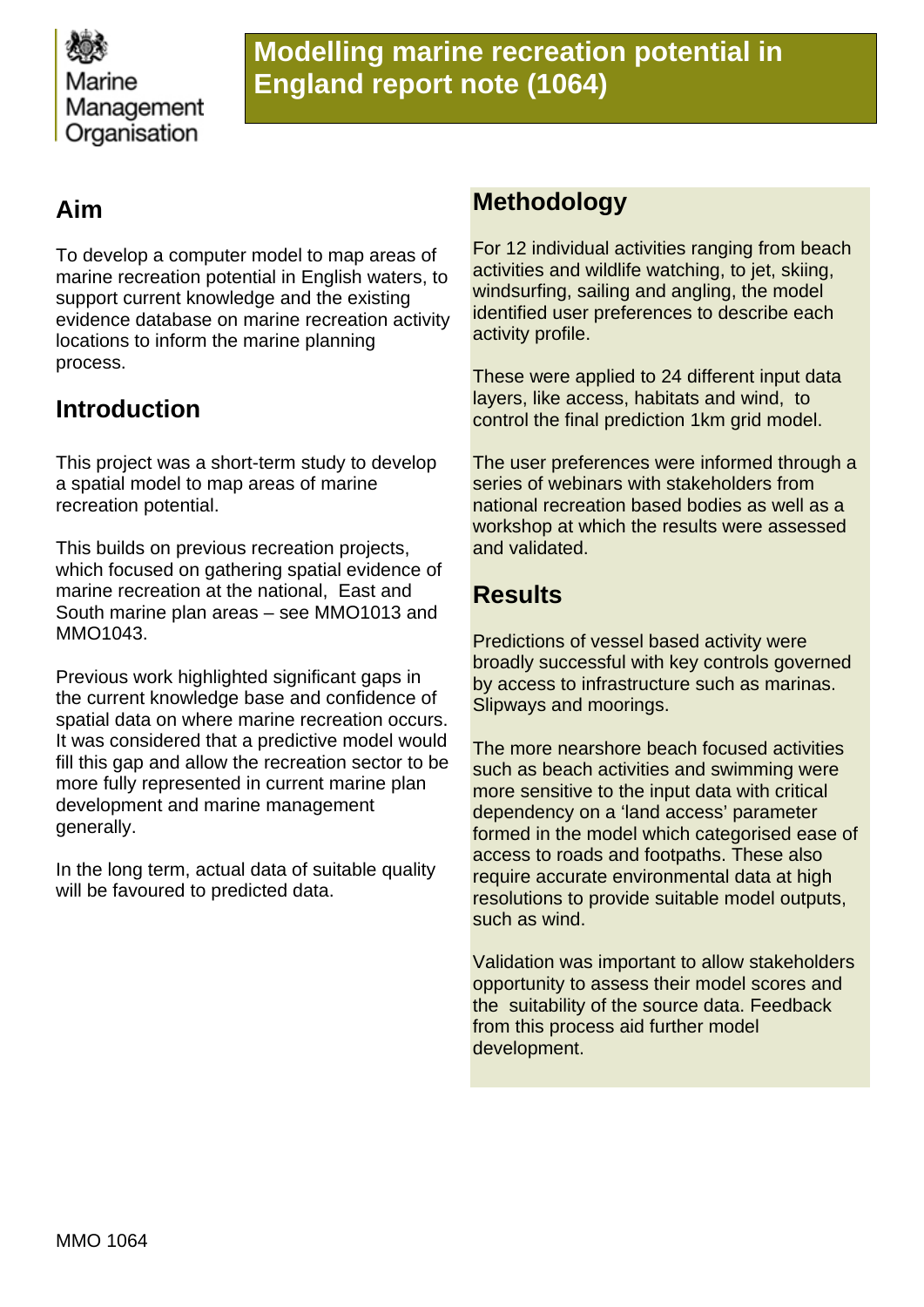Marine Management Organisation

# Modelling marine recreation potential in England report note (1064)

## Aim

To develop a computer model to map areas of marine recreation potential in English waters, to support current knowledge and the existing evidence database on marine recreation activity locations to inform the marine planning process.

## Introduction

This project was a short-term study to develop a spatial model to map areas of marine recreation potential.

This builds on previous recreation projects, which focused on gathering spatial evidence of marine recreation at the national, East and South marine plan areas – see MMO1013 and MMO1043.

Previous work highlighted significant gaps in the current knowledge base and confidence of spatial data on where marine recreation occurs. It was considered that a predictive model would fill this gap and allow the recreation sector to be more fully represented in current marine plan development and marine management generally.

In the long term, actual data of suitable quality will be favoured to predicted data.

## Methodology

For 12 individual activities ranging from beach activities and wildlife watching, to jet, skiing, windsurfing, sailing and angling, the model identified user preferences to describe each activity profile.

These were applied to 24 different input data layers, like access, habitats and wind, to control the final prediction 1km grid model.

The user preferences were informed through a series of webinars with stakeholders from national recreation based bodies as well as a workshop at which the results were assessed and validated.

## Results

Predictions of vessel based activity were broadly successful with key controls governed by access to infrastructure such as marinas. Slipways and moorings.

The more nearshore beach focused activities such as beach activities and swimming were more sensitive to the input data with critical dependency on a 'land access' parameter formed in the model which categorised ease of access to roads and footpaths. These also require accurate environmental data at high resolutions to provide suitable model outputs, such as wind.

Validation was important to allow stakeholders opportunity to assess their model scores and the suitability of the source data. Feedback from this process aid further model development.

MMO 1064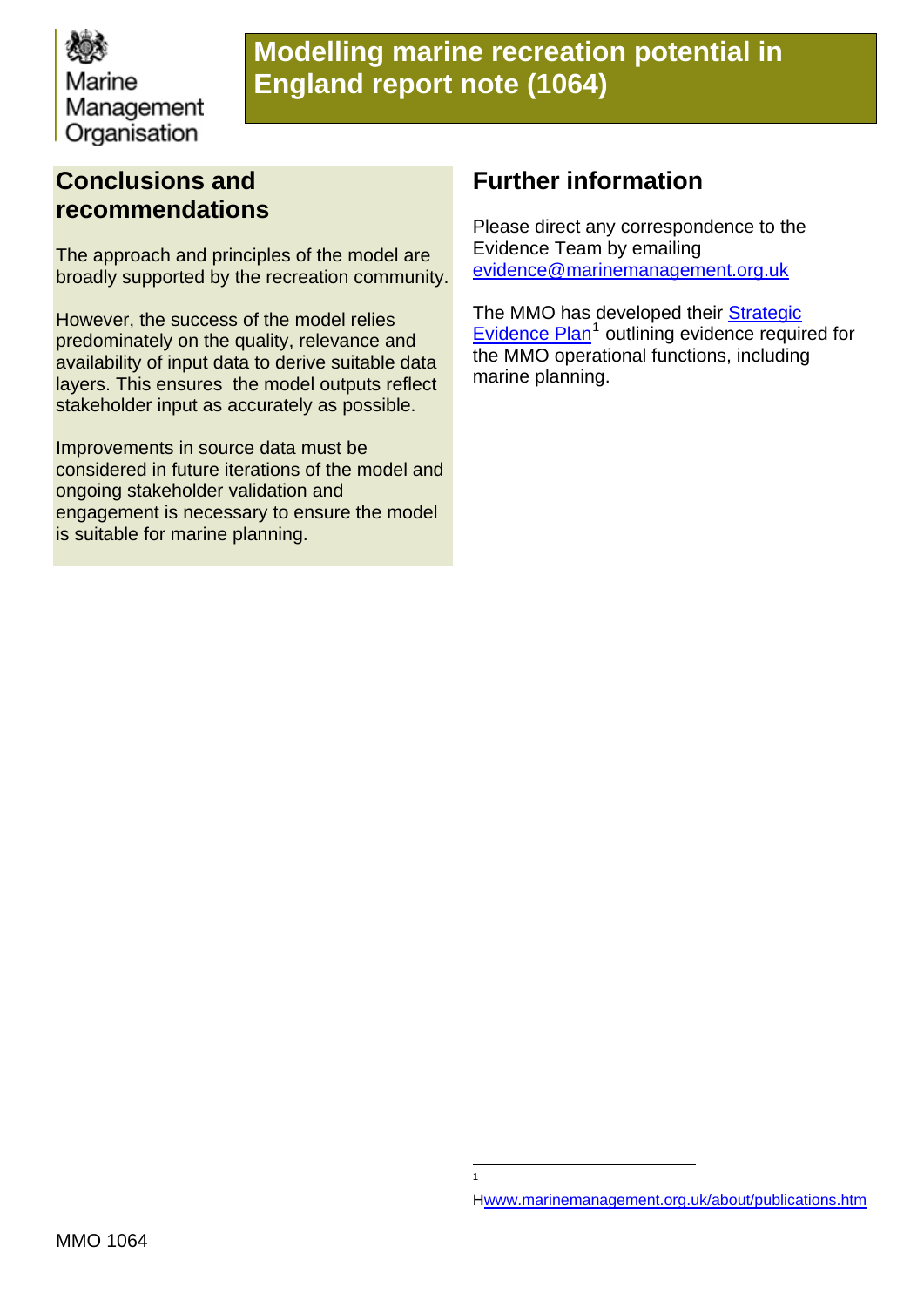# Modelling marine recreation potential in England report note (1064)

## Conclusions and recommendations

The approach and principles of the model are broadly supported by the recreation community.

However, the success of the model relies predominately on the quality, relevance and availability of input data to derive suitable data layers. This ensures the model outputs reflect stakeholder input as accurately as possible.

Improvements in source data must be considered in future iterations of the model and ongoing stakeholder validation and engagement is necessary to ensure the model is suitable for marine planning.

## Further information

Please direct any correspondence to the Evidence Team by emailing evidence@marinemanagement.org.uk

The MMO has developed their Strategic Evidence Plan[1] outlining evidence required for the MMO operational functions, including marine planning.

[1] Hwww.marinemanagement.org.uk/about/publications.htm

MMO 1064